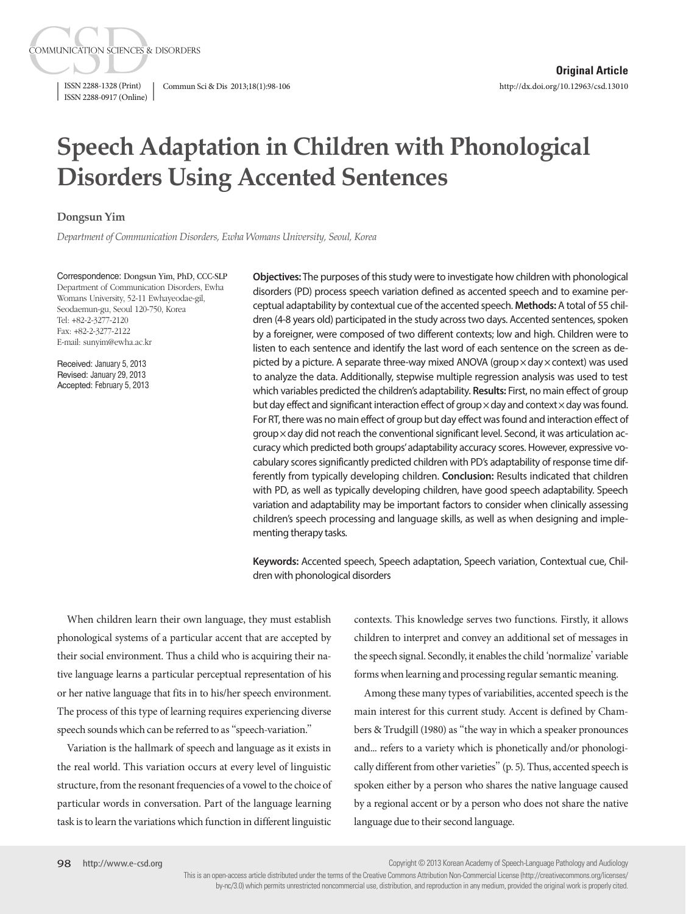Original Article

# Speech Adaptation in Children with Phonological Disorders Using Accented Sentences

**Dongsun Yim**

*Department of Communication Disorders, Ewha Womans University, Seoul, Korea*

Correspondence: Dongsun Yim, PhD, CCC-SLP
Department of Communication Disorders, Ewha Womans University, 52-11 Ewhayeodae-gil, Seodaemun-gu, Seoul 120-750, Korea
Tel: +82-2-3277-2120
Fax: +82-2-3277-2122
E-mail: sunyim@ewha.ac.kr

Received: January 5, 2013
Revised: January 29, 2013
Accepted: February 5, 2013

**Objectives:** The purposes of this study were to investigate how children with phonological disorders (PD) process speech variation defined as accented speech and to examine perceptual adaptability by contextual cue of the accented speech. **Methods:** A total of 55 children (4-8 years old) participated in the study across two days. Accented sentences, spoken by a foreigner, were composed of two different contexts; low and high. Children were to listen to each sentence and identify the last word of each sentence on the screen as depicted by a picture. A separate three-way mixed ANOVA (group × day × context) was used to analyze the data. Additionally, stepwise multiple regression analysis was used to test which variables predicted the children's adaptability. **Results:** First, no main effect of group but day effect and significant interaction effect of group × day and context × day was found. For RT, there was no main effect of group but day effect was found and interaction effect of group × day did not reach the conventional significant level. Second, it was articulation accuracy which predicted both groups' adaptability accuracy scores. However, expressive vocabulary scores significantly predicted children with PD's adaptability of response time differently from typically developing children. **Conclusion:** Results indicated that children with PD, as well as typically developing children, have good speech adaptability. Speech variation and adaptability may be important factors to consider when clinically assessing children's speech processing and language skills, as well as when designing and implementing therapy tasks.

**Keywords:** Accented speech, Speech adaptation, Speech variation, Contextual cue, Children with phonological disorders

When children learn their own language, they must establish phonological systems of a particular accent that are accepted by their social environment. Thus a child who is acquiring their native language learns a particular perceptual representation of his or her native language that fits in to his/her speech environment. The process of this type of learning requires experiencing diverse speech sounds which can be referred to as "speech-variation."

Variation is the hallmark of speech and language as it exists in the real world. This variation occurs at every level of linguistic structure, from the resonant frequencies of a vowel to the choice of particular words in conversation. Part of the language learning task is to learn the variations which function in different linguistic contexts. This knowledge serves two functions. Firstly, it allows children to interpret and convey an additional set of messages in the speech signal. Secondly, it enables the child 'normalize' variable forms when learning and processing regular semantic meaning.

Among these many types of variabilities, accented speech is the main interest for this current study. Accent is defined by Chambers & Trudgill (1980) as "the way in which a speaker pronounces and... refers to a variety which is phonetically and/or phonologically different from other varieties" (p. 5). Thus, accented speech is spoken either by a person who shares the native language caused by a regional accent or by a person who does not share the native language due to their second language.

Copyright © 2013 Korean Academy of Speech-Language Pathology and Audiology

This is an open-access article distributed under the terms of the Creative Commons Attribution Non-Commercial License (http://creativecommons.org/licenses/by-nc/3.0) which permits unrestricted noncommercial use, distribution, and reproduction in any medium, provided the original work is properly cited.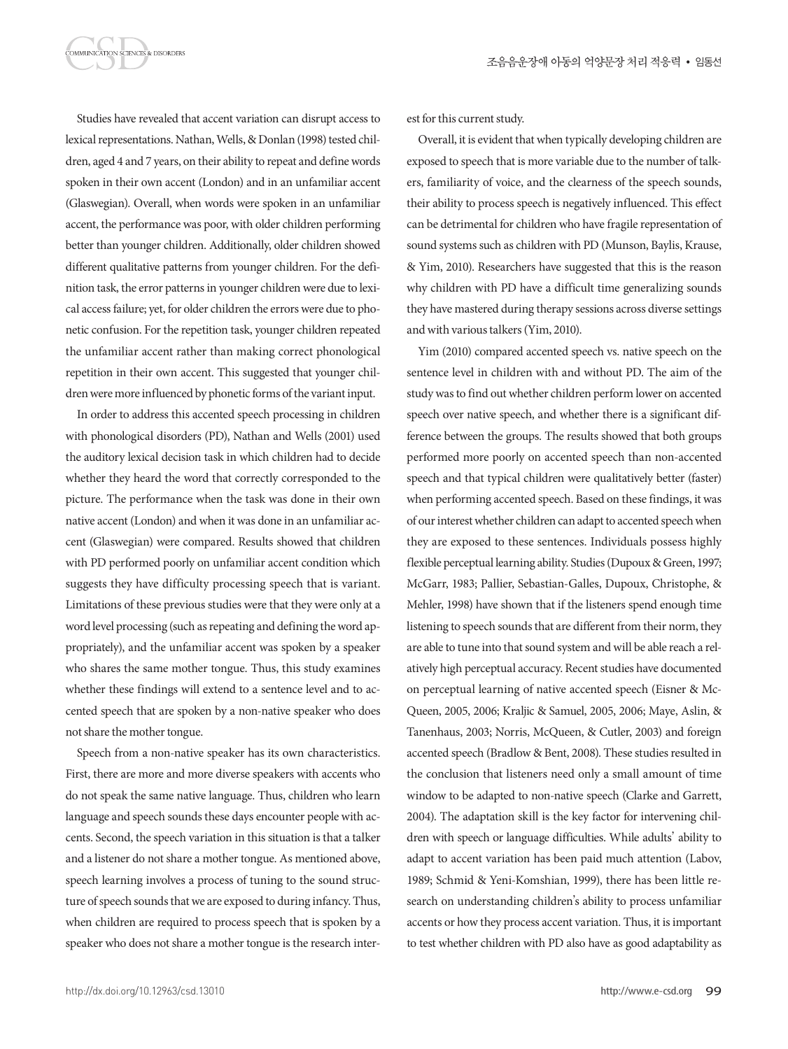Studies have revealed that accent variation can disrupt access to lexical representations. Nathan, Wells, & Donlan (1998) tested children, aged 4 and 7 years, on their ability to repeat and define words spoken in their own accent (London) and in an unfamiliar accent (Glaswegian). Overall, when words were spoken in an unfamiliar accent, the performance was poor, with older children performing better than younger children. Additionally, older children showed different qualitative patterns from younger children. For the definition task, the error patterns in younger children were due to lexical access failure; yet, for older children the errors were due to phonetic confusion. For the repetition task, younger children repeated the unfamiliar accent rather than making correct phonological repetition in their own accent. This suggested that younger children were more influenced by phonetic forms of the variant input.

In order to address this accented speech processing in children with phonological disorders (PD), Nathan and Wells (2001) used the auditory lexical decision task in which children had to decide whether they heard the word that correctly corresponded to the picture. The performance when the task was done in their own native accent (London) and when it was done in an unfamiliar accent (Glaswegian) were compared. Results showed that children with PD performed poorly on unfamiliar accent condition which suggests they have difficulty processing speech that is variant. Limitations of these previous studies were that they were only at a word level processing (such as repeating and defining the word appropriately), and the unfamiliar accent was spoken by a speaker who shares the same mother tongue. Thus, this study examines whether these findings will extend to a sentence level and to accented speech that are spoken by a non-native speaker who does not share the mother tongue.

Speech from a non-native speaker has its own characteristics. First, there are more and more diverse speakers with accents who do not speak the same native language. Thus, children who learn language and speech sounds these days encounter people with accents. Second, the speech variation in this situation is that a talker and a listener do not share a mother tongue. As mentioned above, speech learning involves a process of tuning to the sound structure of speech sounds that we are exposed to during infancy. Thus, when children are required to process speech that is spoken by a speaker who does not share a mother tongue is the research interest for this current study.

Overall, it is evident that when typically developing children are exposed to speech that is more variable due to the number of talkers, familiarity of voice, and the clearness of the speech sounds, their ability to process speech is negatively influenced. This effect can be detrimental for children who have fragile representation of sound systems such as children with PD (Munson, Baylis, Krause, & Yim, 2010). Researchers have suggested that this is the reason why children with PD have a difficult time generalizing sounds they have mastered during therapy sessions across diverse settings and with various talkers (Yim, 2010).

Yim (2010) compared accented speech vs. native speech on the sentence level in children with and without PD. The aim of the study was to find out whether children perform lower on accented speech over native speech, and whether there is a significant difference between the groups. The results showed that both groups performed more poorly on accented speech than non-accented speech and that typical children were qualitatively better (faster) when performing accented speech. Based on these findings, it was of our interest whether children can adapt to accented speech when they are exposed to these sentences. Individuals possess highly flexible perceptual learning ability. Studies (Dupoux & Green, 1997; McGarr, 1983; Pallier, Sebastian-Galles, Dupoux, Christophe, & Mehler, 1998) have shown that if the listeners spend enough time listening to speech sounds that are different from their norm, they are able to tune into that sound system and will be able reach a relatively high perceptual accuracy. Recent studies have documented on perceptual learning of native accented speech (Eisner & McQueen, 2005, 2006; Kraljic & Samuel, 2005, 2006; Maye, Aslin, & Tanenhaus, 2003; Norris, McQueen, & Cutler, 2003) and foreign accented speech (Bradlow & Bent, 2008). These studies resulted in the conclusion that listeners need only a small amount of time window to be adapted to non-native speech (Clarke and Garrett, 2004). The adaptation skill is the key factor for intervening children with speech or language difficulties. While adults' ability to adapt to accent variation has been paid much attention (Labov, 1989; Schmid & Yeni-Komshian, 1999), there has been little research on understanding children's ability to process unfamiliar accents or how they process accent variation. Thus, it is important to test whether children with PD also have as good adaptability as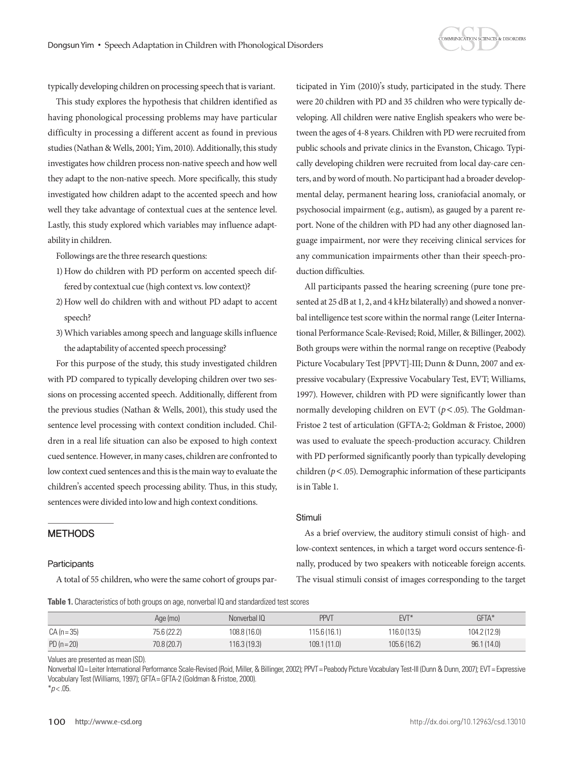typically developing children on processing speech that is variant.

This study explores the hypothesis that children identified as having phonological processing problems may have particular difficulty in processing a different accent as found in previous studies (Nathan & Wells, 2001; Yim, 2010). Additionally, this study investigates how children process non-native speech and how well they adapt to the non-native speech. More specifically, this study investigated how children adapt to the accented speech and how well they take advantage of contextual cues at the sentence level. Lastly, this study explored which variables may influence adaptability in children.

Followings are the three research questions:

1) How do children with PD perform on accented speech differed by contextual cue (high context vs. low context)?
2) How well do children with and without PD adapt to accent speech?
3) Which variables among speech and language skills influence the adaptability of accented speech processing?

For this purpose of the study, this study investigated children with PD compared to typically developing children over two sessions on processing accented speech. Additionally, different from the previous studies (Nathan & Wells, 2001), this study used the sentence level processing with context condition included. Children in a real life situation can also be exposed to high context cued sentence. However, in many cases, children are confronted to low context cued sentences and this is the main way to evaluate the children's accented speech processing ability. Thus, in this study, sentences were divided into low and high context conditions.

## METHODS

### Participants

A total of 55 children, who were the same cohort of groups participated in Yim (2010)'s study, participated in the study. There were 20 children with PD and 35 children who were typically developing. All children were native English speakers who were between the ages of 4-8 years. Children with PD were recruited from public schools and private clinics in the Evanston, Chicago. Typically developing children were recruited from local day-care centers, and by word of mouth. No participant had a broader developmental delay, permanent hearing loss, craniofacial anomaly, or psychosocial impairment (e.g., autism), as gauged by a parent report. None of the children with PD had any other diagnosed language impairment, nor were they receiving clinical services for any communication impairments other than their speech-production difficulties.

All participants passed the hearing screening (pure tone presented at 25 dB at 1, 2, and 4 kHz bilaterally) and showed a nonverbal intelligence test score within the normal range (Leiter International Performance Scale-Revised; Roid, Miller, & Billinger, 2002). Both groups were within the normal range on receptive (Peabody Picture Vocabulary Test [PPVT]-III; Dunn & Dunn, 2007 and expressive vocabulary (Expressive Vocabulary Test, EVT; Williams, 1997). However, children with PD were significantly lower than normally developing children on EVT ($p < .05$). The Goldman-Fristoe 2 test of articulation (GFTA-2; Goldman & Fristoe, 2000) was used to evaluate the speech-production accuracy. Children with PD performed significantly poorly than typically developing children ($p < .05$). Demographic information of these participants is in Table 1.

### Stimuli

As a brief overview, the auditory stimuli consist of high- and low-context sentences, in which a target word occurs sentence-finally, produced by two speakers with noticeable foreign accents. The visual stimuli consist of images corresponding to the target

**Table 1.** Characteristics of both groups on age, nonverbal IQ and standardized test scores

| | Age (mo) | Nonverbal IQ | PPVT | EVT* | GFTA* |
|---|---|---|---|---|---|
| CA (n=35) | 75.6 (22.2) | 108.8 (16.0) | 115.6 (16.1) | 116.0 (13.5) | 104.2 (12.9) |
| PD (n=20) | 70.8 (20.7) | 116.3 (19.3) | 109.1 (11.0) | 105.6 (16.2) | 96.1 (14.0) |

Values are presented as mean (SD).

Nonverbal IQ=Leiter International Performance Scale-Revised (Roid, Miller, & Billinger, 2002); PPVT=Peabody Picture Vocabulary Test-III (Dunn & Dunn, 2007); EVT=Expressive Vocabulary Test (Williams, 1997); GFTA=GFTA-2 (Goldman & Fristoe, 2000).

*$p < .05$.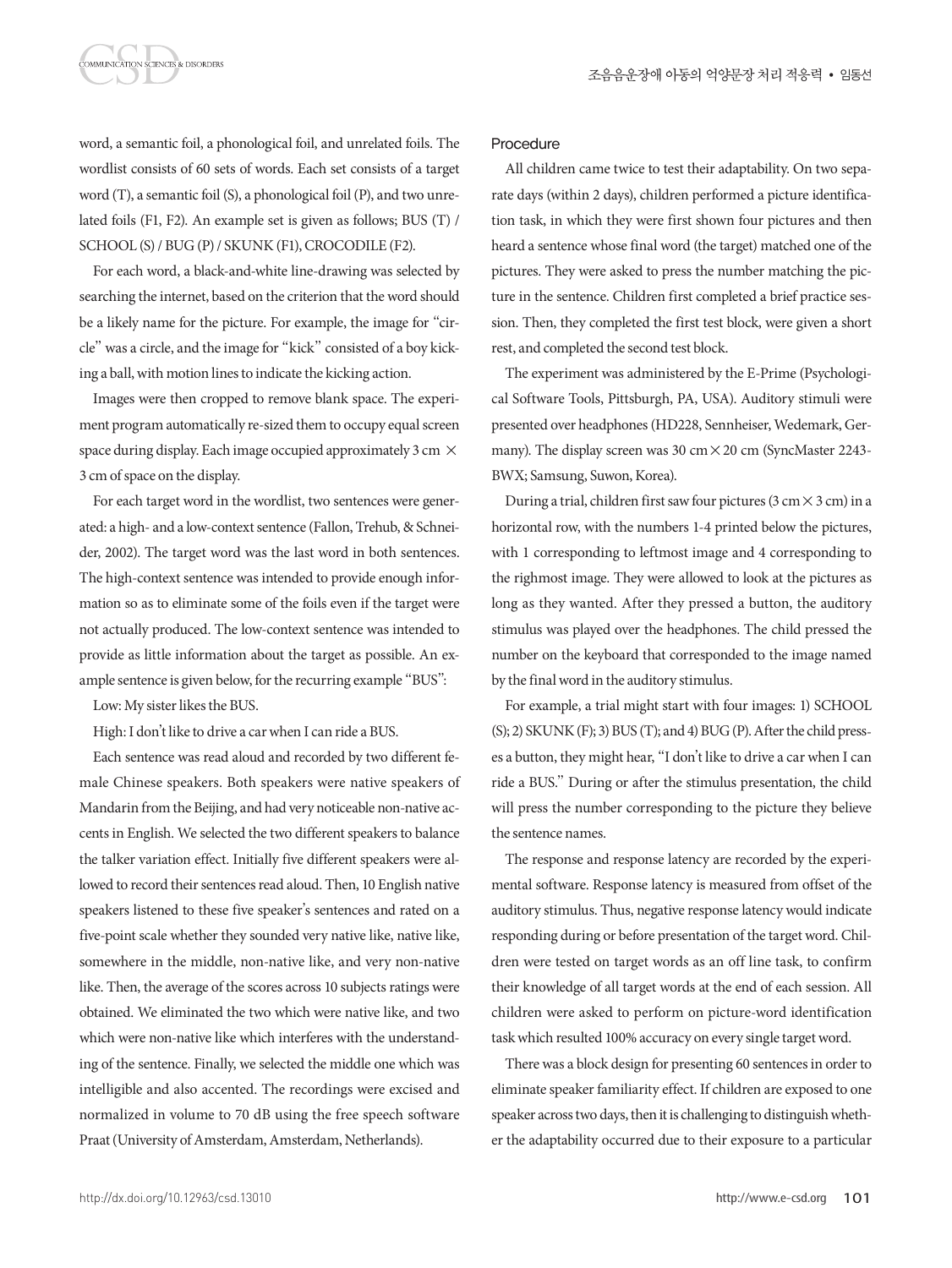word, a semantic foil, a phonological foil, and unrelated foils. The wordlist consists of 60 sets of words. Each set consists of a target word (T), a semantic foil (S), a phonological foil (P), and two unrelated foils (F1, F2). An example set is given as follows; BUS (T) / SCHOOL (S) / BUG (P) / SKUNK (F1), CROCODILE (F2).

For each word, a black-and-white line-drawing was selected by searching the internet, based on the criterion that the word should be a likely name for the picture. For example, the image for "circle" was a circle, and the image for "kick" consisted of a boy kicking a ball, with motion lines to indicate the kicking action.

Images were then cropped to remove blank space. The experiment program automatically re-sized them to occupy equal screen space during display. Each image occupied approximately 3 cm × 3 cm of space on the display.

For each target word in the wordlist, two sentences were generated: a high- and a low-context sentence (Fallon, Trehub, & Schneider, 2002). The target word was the last word in both sentences. The high-context sentence was intended to provide enough information so as to eliminate some of the foils even if the target were not actually produced. The low-context sentence was intended to provide as little information about the target as possible. An example sentence is given below, for the recurring example "BUS":

Low: My sister likes the BUS.

High: I don't like to drive a car when I can ride a BUS.

Each sentence was read aloud and recorded by two different female Chinese speakers. Both speakers were native speakers of Mandarin from the Beijing, and had very noticeable non-native accents in English. We selected the two different speakers to balance the talker variation effect. Initially five different speakers were allowed to record their sentences read aloud. Then, 10 English native speakers listened to these five speaker's sentences and rated on a five-point scale whether they sounded very native like, native like, somewhere in the middle, non-native like, and very non-native like. Then, the average of the scores across 10 subjects ratings were obtained. We eliminated the two which were native like, and two which were non-native like which interferes with the understanding of the sentence. Finally, we selected the middle one which was intelligible and also accented. The recordings were excised and normalized in volume to 70 dB using the free speech software Praat (University of Amsterdam, Amsterdam, Netherlands).

### Procedure

All children came twice to test their adaptability. On two separate days (within 2 days), children performed a picture identification task, in which they were first shown four pictures and then heard a sentence whose final word (the target) matched one of the pictures. They were asked to press the number matching the picture in the sentence. Children first completed a brief practice session. Then, they completed the first test block, were given a short rest, and completed the second test block.

The experiment was administered by the E-Prime (Psychological Software Tools, Pittsburgh, PA, USA). Auditory stimuli were presented over headphones (HD228, Sennheiser, Wedemark, Germany). The display screen was 30 cm × 20 cm (SyncMaster 2243-BWX; Samsung, Suwon, Korea).

During a trial, children first saw four pictures (3 cm × 3 cm) in a horizontal row, with the numbers 1-4 printed below the pictures, with 1 corresponding to leftmost image and 4 corresponding to the righmost image. They were allowed to look at the pictures as long as they wanted. After they pressed a button, the auditory stimulus was played over the headphones. The child pressed the number on the keyboard that corresponded to the image named by the final word in the auditory stimulus.

For example, a trial might start with four images: 1) SCHOOL (S); 2) SKUNK (F); 3) BUS (T); and 4) BUG (P). After the child presses a button, they might hear, "I don't like to drive a car when I can ride a BUS." During or after the stimulus presentation, the child will press the number corresponding to the picture they believe the sentence names.

The response and response latency are recorded by the experimental software. Response latency is measured from offset of the auditory stimulus. Thus, negative response latency would indicate responding during or before presentation of the target word. Children were tested on target words as an off line task, to confirm their knowledge of all target words at the end of each session. All children were asked to perform on picture-word identification task which resulted 100% accuracy on every single target word.

There was a block design for presenting 60 sentences in order to eliminate speaker familiarity effect. If children are exposed to one speaker across two days, then it is challenging to distinguish whether the adaptability occurred due to their exposure to a particular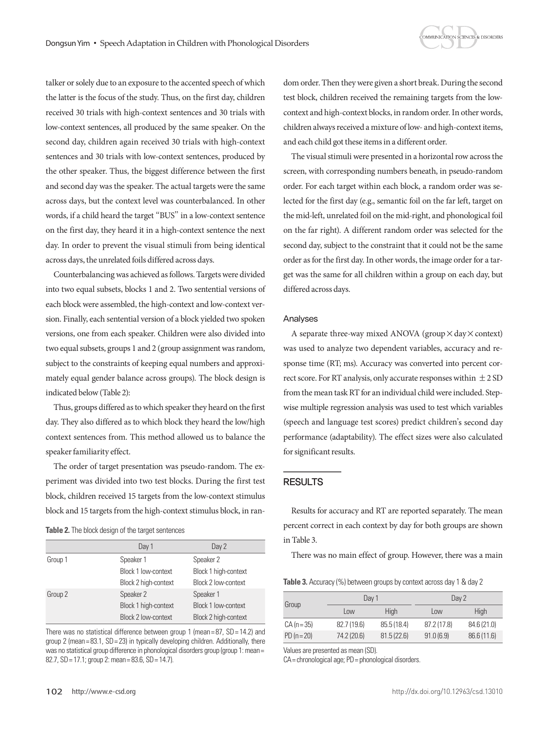talker or solely due to an exposure to the accented speech of which the latter is the focus of the study. Thus, on the first day, children received 30 trials with high-context sentences and 30 trials with low-context sentences, all produced by the same speaker. On the second day, children again received 30 trials with high-context sentences and 30 trials with low-context sentences, produced by the other speaker. Thus, the biggest difference between the first and second day was the speaker. The actual targets were the same across days, but the context level was counterbalanced. In other words, if a child heard the target "BUS" in a low-context sentence on the first day, they heard it in a high-context sentence the next day. In order to prevent the visual stimuli from being identical across days, the unrelated foils differed across days.

Counterbalancing was achieved as follows. Targets were divided into two equal subsets, blocks 1 and 2. Two sentential versions of each block were assembled, the high-context and low-context version. Finally, each sentential version of a block yielded two spoken versions, one from each speaker. Children were also divided into two equal subsets, groups 1 and 2 (group assignment was random, subject to the constraints of keeping equal numbers and approximately equal gender balance across groups). The block design is indicated below (Table 2):

Thus, groups differed as to which speaker they heard on the first day. They also differed as to which block they heard the low/high context sentences from. This method allowed us to balance the speaker familiarity effect.

The order of target presentation was pseudo-random. The experiment was divided into two test blocks. During the first test block, children received 15 targets from the low-context stimulus block and 15 targets from the high-context stimulus block, in random order. Then they were given a short break. During the second test block, children received the remaining targets from the low-context and high-context blocks, in random order. In other words, children always received a mixture of low- and high-context items, and each child got these items in a different order.

**Table 2.** The block design of the target sentences

| | Day 1 | Day 2 |
|---|---|---|
| Group 1 | Speaker 1 | Speaker 2 |
| | Block 1 low-context | Block 1 high-context |
| | Block 2 high-context | Block 2 low-context |
| Group 2 | Speaker 2 | Speaker 1 |
| | Block 1 high-context | Block 1 low-context |
| | Block 2 low-context | Block 2 high-context |

There was no statistical difference between group 1 (mean = 87, SD = 14.2) and group 2 (mean = 83.1, SD = 23) in typically developing children. Additionally, there was no statistical group difference in phonological disorders group (group 1: mean = 82.7, SD = 17.1; group 2: mean = 83.6, SD = 14.7).

The visual stimuli were presented in a horizontal row across the screen, with corresponding numbers beneath, in pseudo-random order. For each target within each block, a random order was selected for the first day (e.g., semantic foil on the far left, target on the mid-left, unrelated foil on the mid-right, and phonological foil on the far right). A different random order was selected for the second day, subject to the constraint that it could not be the same order as for the first day. In other words, the image order for a target was the same for all children within a group on each day, but differed across days.

### Analyses

A separate three-way mixed ANOVA (group × day × context) was used to analyze two dependent variables, accuracy and response time (RT; ms). Accuracy was converted into percent correct score. For RT analysis, only accurate responses within ± 2 SD from the mean task RT for an individual child were included. Stepwise multiple regression analysis was used to test which variables (speech and language test scores) predict children's second day performance (adaptability). The effect sizes were also calculated for significant results.

## RESULTS

Results for accuracy and RT are reported separately. The mean percent correct in each context by day for both groups are shown in Table 3.

There was no main effect of group. However, there was a main

**Table 3.** Accuracy (%) between groups by context across day 1 & day 2

| Group | Day 1 | | Day 2 | |
|---|---|---|---|---|
| | Low | High | Low | High |
| CA (n = 35) | 82.7 (19.6) | 85.5 (18.4) | 87.2 (17.8) | 84.6 (21.0) |
| PD (n = 20) | 74.2 (20.6) | 81.5 (22.6) | 91.0 (6.9) | 86.6 (11.6) |

Values are presented as mean (SD).
CA = chronological age; PD = phonological disorders.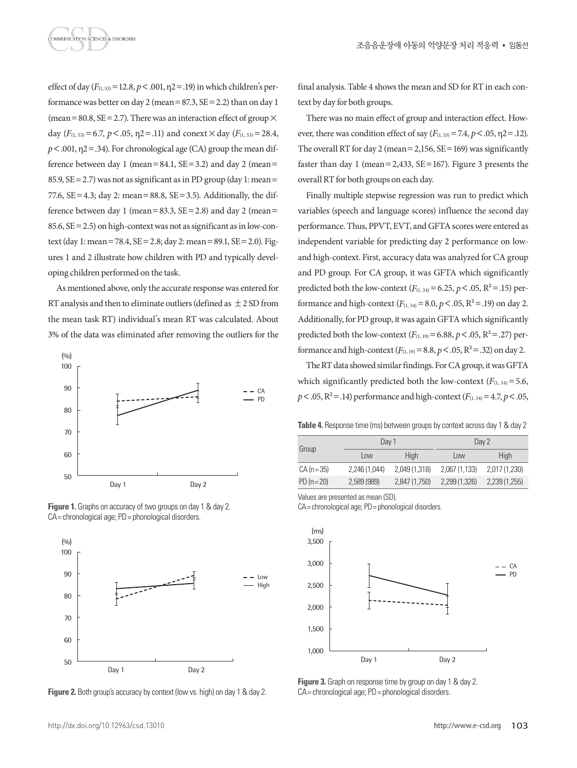effect of day ($F_{(1, 53)}$ = 12.8, $p$ < .001, η2 = .19) in which children's performance was better on day 2 (mean = 87.3, SE = 2.2) than on day 1 (mean = 80.8, SE = 2.7). There was an interaction effect of group × day ($F_{(1, 53)}$ = 6.7, $p$ < .05, η2 = .11) and conext × day ($F_{(1, 53)}$ = 28.4, $p$ < .001, η2 = .34). For chronological age (CA) group the mean difference between day 1 (mean = 84.1, SE = 3.2) and day 2 (mean = 85.9, SE = 2.7) was not as significant as in PD group (day 1: mean = 77.6, SE = 4.3; day 2: mean = 88.8, SE = 3.5). Additionally, the difference between day 1 (mean = 83.3, SE = 2.8) and day 2 (mean = 85.6, SE = 2.5) on high-context was not as significant as in low-context (day 1: mean = 78.4, SE = 2.8; day 2: mean = 89.1, SE = 2.0). Figures 1 and 2 illustrate how children with PD and typically developing children performed on the task.

As mentioned above, only the accurate response was entered for RT analysis and then to eliminate outliers (defined as ± 2 SD from the mean task RT) individual's mean RT was calculated. About 3% of the data was eliminated after removing the outliers for the final analysis. Table 4 shows the mean and SD for RT in each context by day for both groups.

**Figure 1.** Graphs on accuracy of two groups on day 1 & day 2. CA = chronological age; PD = phonological disorders.

**Figure 2.** Both group's accuracy by context (low vs. high) on day 1 & day 2.

There was no main effect of group and interaction effect. However, there was condition effect of say ($F_{(1, 53)}$ = 7.4, $p$ < .05, η2 = .12). The overall RT for day 2 (mean = 2,156, SE = 169) was significantly faster than day 1 (mean = 2,433, SE = 167). Figure 3 presents the overall RT for both groups on each day.

Finally multiple stepwise regression was run to predict which variables (speech and language scores) influence the second day performance. Thus, PPVT, EVT, and GFTA scores were entered as independent variable for predicting day 2 performance on low- and high-context. First, accuracy data was analyzed for CA group and PD group. For CA group, it was GFTA which significantly predicted both the low-context ($F_{(1, 34)}$ = 6.25, $p$ < .05, $R^2$ = .15) performance and high-context ($F_{(1, 34)}$ = 8.0, $p$ < .05, $R^2$ = .19) on day 2. Additionally, for PD group, it was again GFTA which significantly predicted both the low-context ($F_{(1, 19)}$ = 6.88, $p$ < .05, $R^2$ = .27) performance and high-context ($F_{(1, 19)}$ = 8.8, $p$ < .05, $R^2$ = .32) on day 2.

The RT data showed similar findings. For CA group, it was GFTA which significantly predicted both the low-context ($F_{(1, 34)}$ = 5.6, $p$ < .05, $R^2$ = .14) performance and high-context ($F_{(1, 34)}$ = 4.7, $p$ < .05,

**Table 4.** Response time (ms) between groups by context across day 1 & day 2

| Group | Day 1 | | Day 2 | |
|---|---|---|---|---|
| | Low | High | Low | High |
| CA (n = 35) | 2,246 (1,044) | 2,049 (1,318) | 2,067 (1,133) | 2,017 (1,230) |
| PD (n = 20) | 2,589 (989) | 2,847 (1,750) | 2,299 (1,326) | 2,239 (1,255) |

Values are presented as mean (SD).
CA = chronological age; PD = phonological disorders.

**Figure 3.** Graph on response time by group on day 1 & day 2. CA = chronological age; PD = phonological disorders.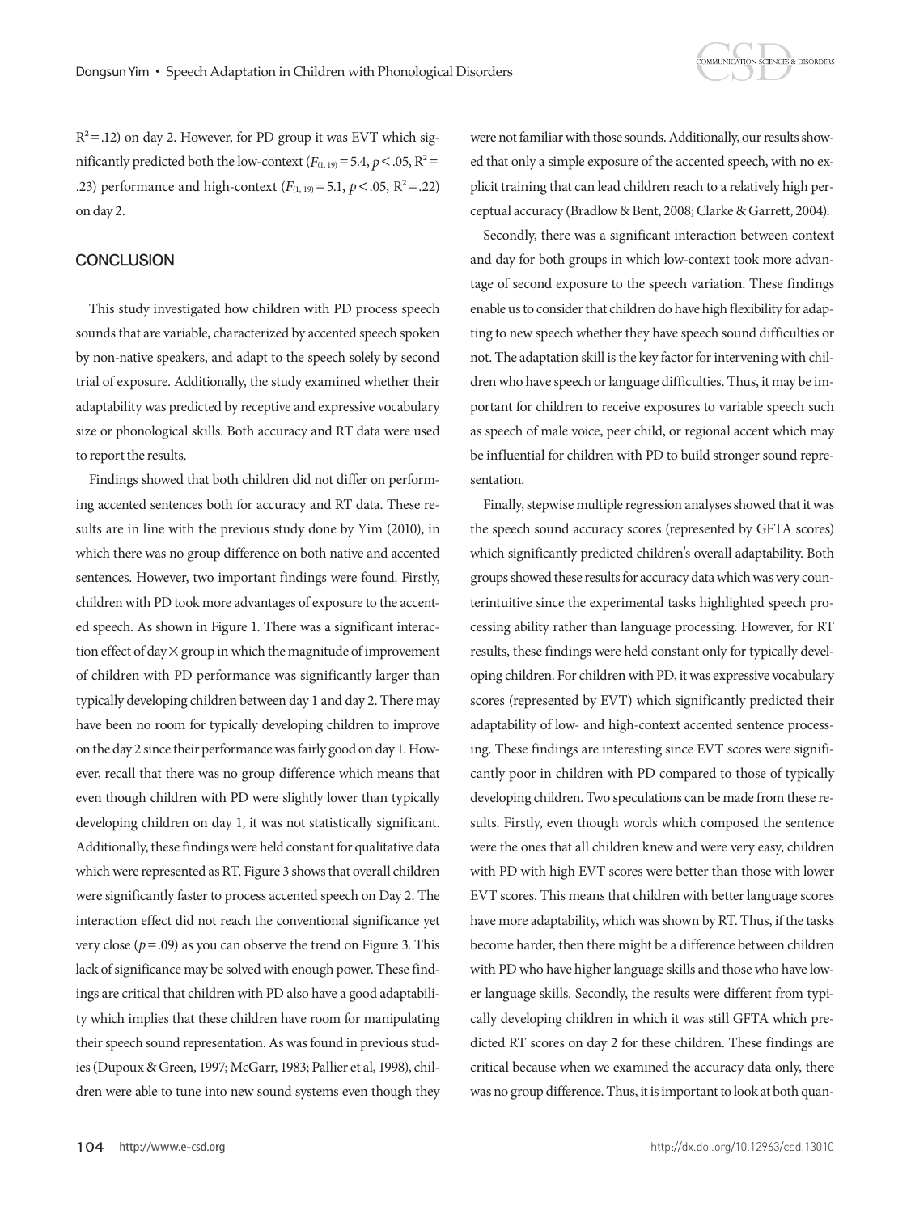$R^2 = .12$) on day 2. However, for PD group it was EVT which significantly predicted both the low-context ($F_{(1, 19)} = 5.4$, $p < .05$, $R^2 = .23$) performance and high-context ($F_{(1, 19)} = 5.1$, $p < .05$, $R^2 = .22$) on day 2.

## CONCLUSION

This study investigated how children with PD process speech sounds that are variable, characterized by accented speech spoken by non-native speakers, and adapt to the speech solely by second trial of exposure. Additionally, the study examined whether their adaptability was predicted by receptive and expressive vocabulary size or phonological skills. Both accuracy and RT data were used to report the results.

Findings showed that both children did not differ on performing accented sentences both for accuracy and RT data. These results are in line with the previous study done by Yim (2010), in which there was no group difference on both native and accented sentences. However, two important findings were found. Firstly, children with PD took more advantages of exposure to the accented speech. As shown in Figure 1. There was a significant interaction effect of day × group in which the magnitude of improvement of children with PD performance was significantly larger than typically developing children between day 1 and day 2. There may have been no room for typically developing children to improve on the day 2 since their performance was fairly good on day 1. However, recall that there was no group difference which means that even though children with PD were slightly lower than typically developing children on day 1, it was not statistically significant. Additionally, these findings were held constant for qualitative data which were represented as RT. Figure 3 shows that overall children were significantly faster to process accented speech on Day 2. The interaction effect did not reach the conventional significance yet very close ($p = .09$) as you can observe the trend on Figure 3. This lack of significance may be solved with enough power. These findings are critical that children with PD also have a good adaptability which implies that these children have room for manipulating their speech sound representation. As was found in previous studies (Dupoux & Green, 1997; McGarr, 1983; Pallier et al, 1998), children were able to tune into new sound systems even though they were not familiar with those sounds. Additionally, our results showed that only a simple exposure of the accented speech, with no explicit training that can lead children reach to a relatively high perceptual accuracy (Bradlow & Bent, 2008; Clarke & Garrett, 2004).

Secondly, there was a significant interaction between context and day for both groups in which low-context took more advantage of second exposure to the speech variation. These findings enable us to consider that children do have high flexibility for adapting to new speech whether they have speech sound difficulties or not. The adaptation skill is the key factor for intervening with children who have speech or language difficulties. Thus, it may be important for children to receive exposures to variable speech such as speech of male voice, peer child, or regional accent which may be influential for children with PD to build stronger sound representation.

Finally, stepwise multiple regression analyses showed that it was the speech sound accuracy scores (represented by GFTA scores) which significantly predicted children's overall adaptability. Both groups showed these results for accuracy data which was very counterintuitive since the experimental tasks highlighted speech processing ability rather than language processing. However, for RT results, these findings were held constant only for typically developing children. For children with PD, it was expressive vocabulary scores (represented by EVT) which significantly predicted their adaptability of low- and high-context accented sentence processing. These findings are interesting since EVT scores were significantly poor in children with PD compared to those of typically developing children. Two speculations can be made from these results. Firstly, even though words which composed the sentence were the ones that all children knew and were very easy, children with PD with high EVT scores were better than those with lower EVT scores. This means that children with better language scores have more adaptability, which was shown by RT. Thus, if the tasks become harder, then there might be a difference between children with PD who have higher language skills and those who have lower language skills. Secondly, the results were different from typically developing children in which it was still GFTA which predicted RT scores on day 2 for these children. These findings are critical because when we examined the accuracy data only, there was no group difference. Thus, it is important to look at both quan-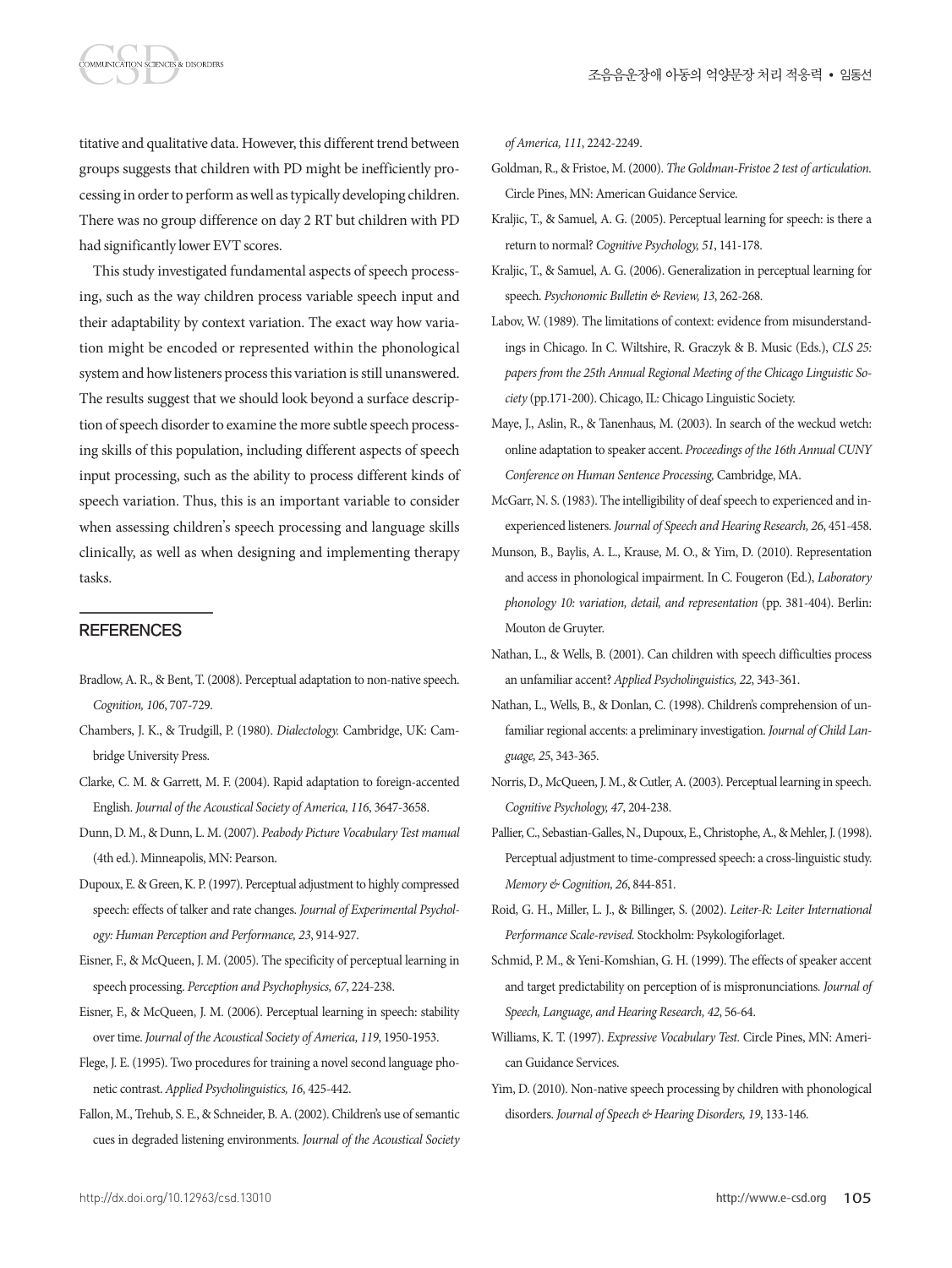titative and qualitative data. However, this different trend between groups suggests that children with PD might be inefficiently processing in order to perform as well as typically developing children. There was no group difference on day 2 RT but children with PD had significantly lower EVT scores.

This study investigated fundamental aspects of speech processing, such as the way children process variable speech input and their adaptability by context variation. The exact way how variation might be encoded or represented within the phonological system and how listeners process this variation is still unanswered. The results suggest that we should look beyond a surface description of speech disorder to examine the more subtle speech processing skills of this population, including different aspects of speech input processing, such as the ability to process different kinds of speech variation. Thus, this is an important variable to consider when assessing children's speech processing and language skills clinically, as well as when designing and implementing therapy tasks.

## REFERENCES

Bradlow, A. R., & Bent, T. (2008). Perceptual adaptation to non-native speech. *Cognition, 106*, 707-729.

Chambers, J. K., & Trudgill, P. (1980). *Dialectology.* Cambridge, UK: Cambridge University Press.

Clarke, C. M. & Garrett, M. F. (2004). Rapid adaptation to foreign-accented English. *Journal of the Acoustical Society of America, 116*, 3647-3658.

Dunn, D. M., & Dunn, L. M. (2007). *Peabody Picture Vocabulary Test manual* (4th ed.). Minneapolis, MN: Pearson.

Dupoux, E. & Green, K. P. (1997). Perceptual adjustment to highly compressed speech: effects of talker and rate changes. *Journal of Experimental Psychology: Human Perception and Performance, 23*, 914-927.

Eisner, F., & McQueen, J. M. (2005). The specificity of perceptual learning in speech processing. *Perception and Psychophysics, 67*, 224-238.

Eisner, F., & McQueen, J. M. (2006). Perceptual learning in speech: stability over time. *Journal of the Acoustical Society of America, 119*, 1950-1953.

Flege, J. E. (1995). Two procedures for training a novel second language phonetic contrast. *Applied Psycholinguistics, 16*, 425-442.

Fallon, M., Trehub, S. E., & Schneider, B. A. (2002). Children's use of semantic cues in degraded listening environments. *Journal of the Acoustical Society of America, 111*, 2242-2249.

Goldman, R., & Fristoe, M. (2000). *The Goldman-Fristoe 2 test of articulation.* Circle Pines, MN: American Guidance Service.

Kraljic, T., & Samuel, A. G. (2005). Perceptual learning for speech: is there a return to normal? *Cognitive Psychology, 51*, 141-178.

Kraljic, T., & Samuel, A. G. (2006). Generalization in perceptual learning for speech. *Psychonomic Bulletin & Review, 13*, 262-268.

Labov, W. (1989). The limitations of context: evidence from misunderstandings in Chicago. In C. Wiltshire, R. Graczyk & B. Music (Eds.), *CLS 25: papers from the 25th Annual Regional Meeting of the Chicago Linguistic Society* (pp.171-200). Chicago, IL: Chicago Linguistic Society.

Maye, J., Aslin, R., & Tanenhaus, M. (2003). In search of the weckud wetch: online adaptation to speaker accent. *Proceedings of the 16th Annual CUNY Conference on Human Sentence Processing,* Cambridge, MA.

McGarr, N. S. (1983). The intelligibility of deaf speech to experienced and inexperienced listeners. *Journal of Speech and Hearing Research, 26*, 451-458.

Munson, B., Baylis, A. L., Krause, M. O., & Yim, D. (2010). Representation and access in phonological impairment. In C. Fougeron (Ed.), *Laboratory phonology 10: variation, detail, and representation* (pp. 381-404). Berlin: Mouton de Gruyter.

Nathan, L., & Wells, B. (2001). Can children with speech difficulties process an unfamiliar accent? *Applied Psycholinguistics, 22*, 343-361.

Nathan, L., Wells, B., & Donlan, C. (1998). Children's comprehension of unfamiliar regional accents: a preliminary investigation. *Journal of Child Language, 25*, 343-365.

Norris, D., McQueen, J. M., & Cutler, A. (2003). Perceptual learning in speech. *Cognitive Psychology, 47*, 204-238.

Pallier, C., Sebastian-Galles, N., Dupoux, E., Christophe, A., & Mehler, J. (1998). Perceptual adjustment to time-compressed speech: a cross-linguistic study. *Memory & Cognition, 26*, 844-851.

Roid, G. H., Miller, L. J., & Billinger, S. (2002). *Leiter-R: Leiter International Performance Scale-revised.* Stockholm: Psykologiforlaget.

Schmid, P. M., & Yeni-Komshian, G. H. (1999). The effects of speaker accent and target predictability on perception of is mispronunciations. *Journal of Speech, Language, and Hearing Research, 42*, 56-64.

Williams, K. T. (1997). *Expressive Vocabulary Test.* Circle Pines, MN: American Guidance Services.

Yim, D. (2010). Non-native speech processing by children with phonological disorders. *Journal of Speech & Hearing Disorders, 19*, 133-146.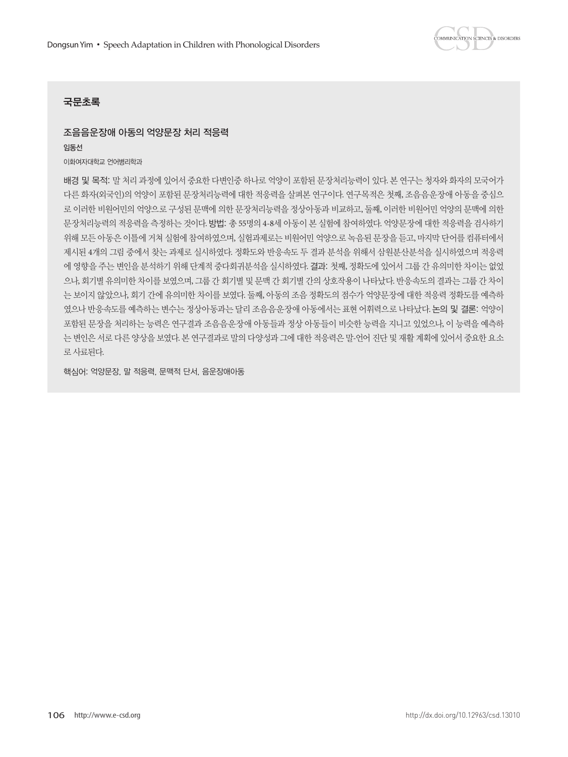## 국문초록

### 조음음운장애 아동의 억양문장 처리 적응력

임동선

이화여자대학교 언어병리학과

**배경 및 목적:** 말 처리 과정에 있어서 중요한 다변인중 하나로 억양이 포함된 문장처리능력이 있다. 본 연구는 청자와 화자의 모국어가 다른 화자(외국인)의 억양이 포함된 문장처리능력에 대한 적응력을 살펴본 연구이다. 연구목적은 첫째, 조음음운장애 아동을 중심으로 이러한 비원어민의 억양으로 구성된 문맥에 의한 문장처리능력을 정상아동과 비교하고, 둘째, 이러한 비원어민 억양의 문맥에 의한 문장처리능력의 적응력을 측정하는 것이다. **방법:** 총 55명의 4-8세 아동이 본 실험에 참여하였다. 억양문장에 대한 적응력을 검사하기 위해 모든 아동은 이틀에 거쳐 실험에 참여하였으며, 실험과제로는 비원어민 억양으로 녹음된 문장을 듣고, 마지막 단어를 컴퓨터에서 제시된 4개의 그림 중에서 찾는 과제로 실시하였다. 정확도와 반응속도 두 결과 분석을 위해서 삼원분산분석을 실시하였으며 적응력에 영향을 주는 변인을 분석하기 위해 단계적 중다회귀분석을 실시하였다. **결과:** 첫째, 정확도에 있어서 그룹 간 유의미한 차이는 없었으나, 회기별 유의미한 차이를 보였으며, 그룹 간 회기별 및 문맥 간 회기별 간의 상호작용이 나타났다. 반응속도의 결과는 그룹 간 차이는 보이지 않았으나, 회기 간에 유의미한 차이를 보였다. 둘째, 아동의 조음 정확도의 점수가 억양문장에 대한 적응력 정확도를 예측하였으나 반응속도를 예측하는 변수는 정상아동과는 달리 조음음운장애 아동에서는 표현 어휘력으로 나타났다. **논의 및 결론:** 억양이 포함된 문장을 처리하는 능력은 연구결과 조음음운장애 아동들과 정상 아동들이 비슷한 능력을 지니고 있었으나, 이 능력을 예측하는 변인은 서로 다른 양상을 보였다. 본 연구결과로 말의 다양성과 그에 대한 적응력은 말-언어 진단 및 재활 계획에 있어서 중요한 요소로 사료된다.

핵심어: 억양문장, 말 적응력, 문맥적 단서, 음운장애아동